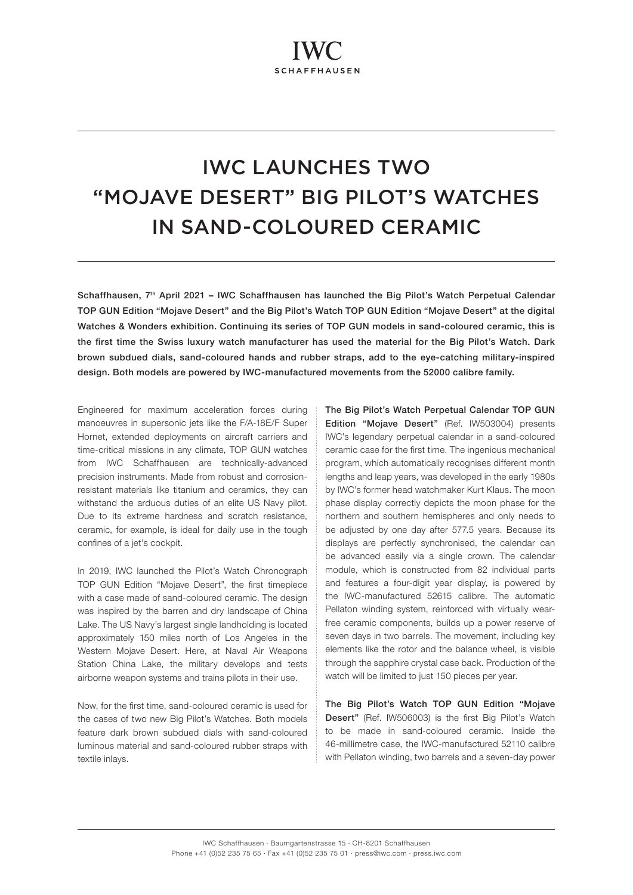# IWC LAUNCHES TWO "MOJAVE DESERT" BIG PILOT'S WATCHES IN SAND-COLOURED CERAMIC

**Schaffhausen, 7th April 2021 – IWC Schaffhausen has launched the Big Pilot's Watch Perpetual Calendar TOP GUN Edition "Mojave Desert" and the Big Pilot's Watch TOP GUN Edition "Mojave Desert" at the digital Watches & Wonders exhibition. Continuing its series of TOP GUN models in sand-coloured ceramic, this is the first time the Swiss luxury watch manufacturer has used the material for the Big Pilot's Watch. Dark brown subdued dials, sand-coloured hands and rubber straps, add to the eye-catching military-inspired design. Both models are powered by IWC-manufactured movements from the 52000 calibre family.**

Engineered for maximum acceleration forces during manoeuvres in supersonic jets like the F/A-18E/F Super Hornet, extended deployments on aircraft carriers and time-critical missions in any climate, TOP GUN watches from IWC Schaffhausen are technically-advanced precision instruments. Made from robust and corrosion-resistant materials like titanium and ceramics, they can withstand the arduous duties of an elite US Navy pilot. Due to its extreme hardness and scratch resistance, ceramic, for example, is ideal for daily use in the tough confines of a jet's cockpit.

In 2019, IWC launched the Pilot's Watch Chronograph TOP GUN Edition "Mojave Desert", the first timepiece with a case made of sand-coloured ceramic. The design was inspired by the barren and dry landscape of China Lake. The US Navy's largest single landholding is located approximately 150 miles north of Los Angeles in the Western Mojave Desert. Here, at Naval Air Weapons Station China Lake, the military develops and tests airborne weapon systems and trains pilots in their use.

Now, for the first time, sand-coloured ceramic is used for the cases of two new Big Pilot's Watches. Both models feature dark brown subdued dials with sand-coloured luminous material and sand-coloured rubber straps with textile inlays.

**The Big Pilot's Watch Perpetual Calendar TOP GUN Edition "Mojave Desert"** (Ref. IW503004) presents IWC's legendary perpetual calendar in a sand-coloured ceramic case for the first time. The ingenious mechanical program, which automatically recognises different month lengths and leap years, was developed in the early 1980s by IWC's former head watchmaker Kurt Klaus. The moon phase display correctly depicts the moon phase for the northern and southern hemispheres and only needs to be adjusted by one day after 577.5 years. Because its displays are perfectly synchronised, the calendar can be advanced easily via a single crown. The calendar module, which is constructed from 82 individual parts and features a four-digit year display, is powered by the IWC-manufactured 52615 calibre. The automatic Pellaton winding system, reinforced with virtually wear-free ceramic components, builds up a power reserve of seven days in two barrels. The movement, including key elements like the rotor and the balance wheel, is visible through the sapphire crystal case back. Production of the watch will be limited to just 150 pieces per year.

**The Big Pilot's Watch TOP GUN Edition "Mojave Desert"** (Ref. IW506003) is the first Big Pilot's Watch to be made in sand-coloured ceramic. Inside the 46-millimetre case, the IWC-manufactured 52110 calibre with Pellaton winding, two barrels and a seven-day power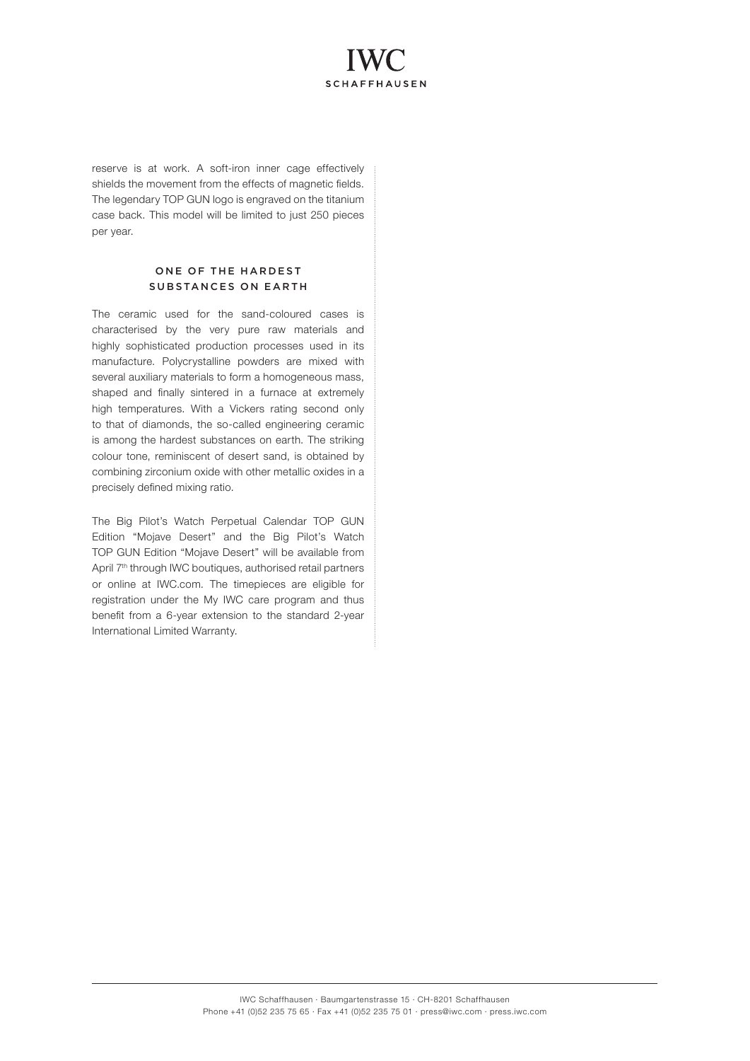reserve is at work. A soft-iron inner cage effectively shields the movement from the effects of magnetic fields. The legendary TOP GUN logo is engraved on the titanium case back. This model will be limited to just 250 pieces per year.

## ONE OF THE HARDEST SUBSTANCES ON EARTH

The ceramic used for the sand-coloured cases is characterised by the very pure raw materials and highly sophisticated production processes used in its manufacture. Polycrystalline powders are mixed with several auxiliary materials to form a homogeneous mass, shaped and finally sintered in a furnace at extremely high temperatures. With a Vickers rating second only to that of diamonds, the so-called engineering ceramic is among the hardest substances on earth. The striking colour tone, reminiscent of desert sand, is obtained by combining zirconium oxide with other metallic oxides in a precisely defined mixing ratio.

The Big Pilot's Watch Perpetual Calendar TOP GUN Edition "Mojave Desert" and the Big Pilot's Watch TOP GUN Edition "Mojave Desert" will be available from April 7th through IWC boutiques, authorised retail partners or online at IWC.com. The timepieces are eligible for registration under the My IWC care program and thus benefit from a 6-year extension to the standard 2-year International Limited Warranty.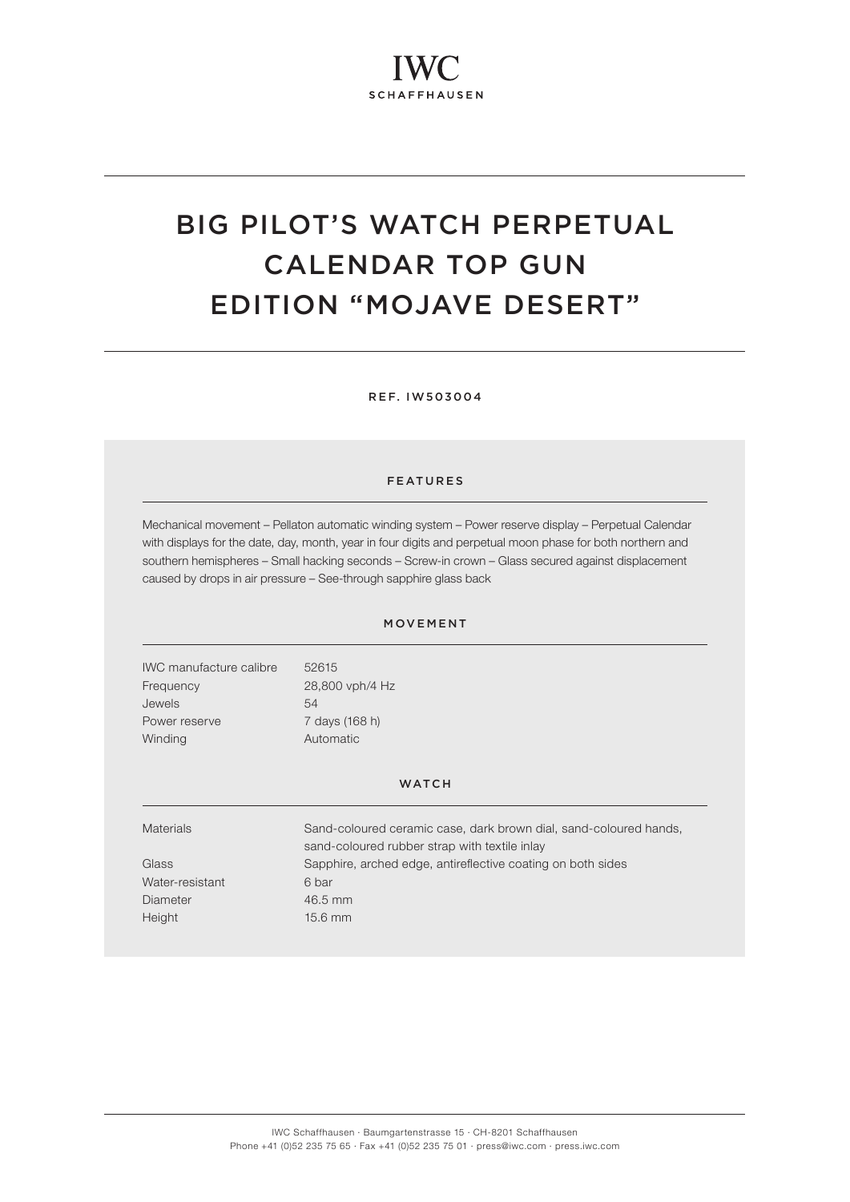IWC
SCHAFFHAUSEN

# BIG PILOT'S WATCH PERPETUAL CALENDAR TOP GUN EDITION "MOJAVE DESERT"

REF. IW503004

## FEATURES

Mechanical movement – Pellaton automatic winding system – Power reserve display – Perpetual Calendar with displays for the date, day, month, year in four digits and perpetual moon phase for both northern and southern hemispheres – Small hacking seconds – Screw-in crown – Glass secured against displacement caused by drops in air pressure – See-through sapphire glass back

## MOVEMENT

| | |
|---|---|
| IWC manufacture calibre | 52615 |
| Frequency | 28,800 vph/4 Hz |
| Jewels | 54 |
| Power reserve | 7 days (168 h) |
| Winding | Automatic |

## WATCH

| | |
|---|---|
| Materials | Sand-coloured ceramic case, dark brown dial, sand-coloured hands, sand-coloured rubber strap with textile inlay |
| Glass | Sapphire, arched edge, antireflective coating on both sides |
| Water-resistant | 6 bar |
| Diameter | 46.5 mm |
| Height | 15.6 mm |

IWC Schaffhausen · Baumgartenstrasse 15 · CH-8201 Schaffhausen
Phone +41 (0)52 235 75 65 · Fax +41 (0)52 235 75 01 · press@iwc.com · press.iwc.com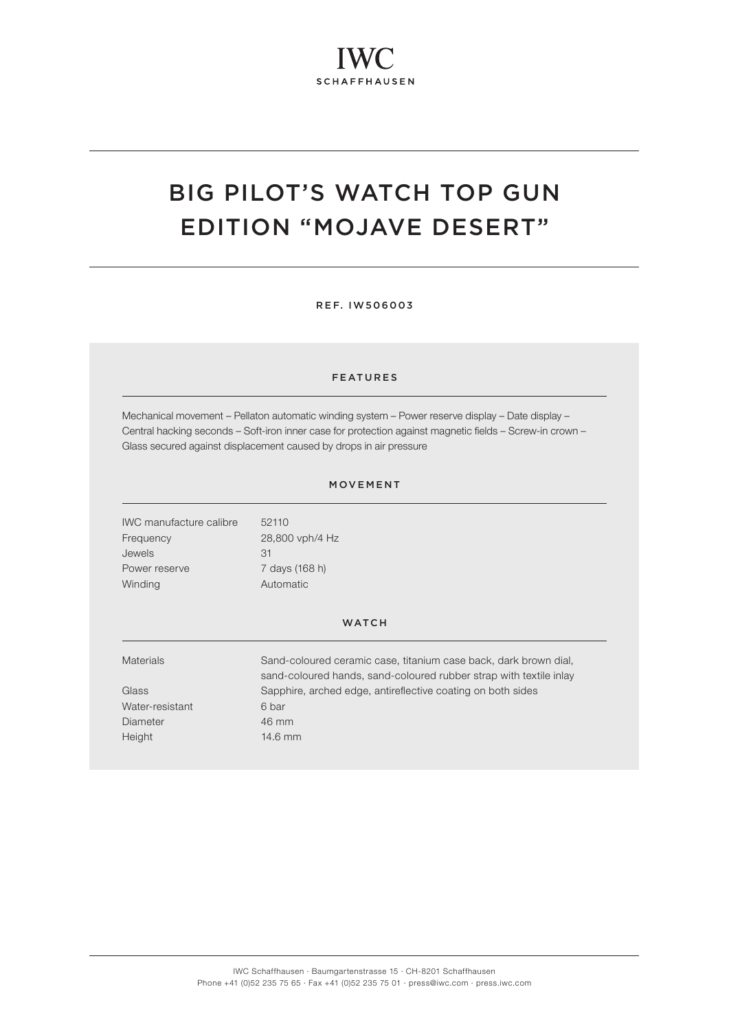IWC
SCHAFFHAUSEN

# BIG PILOT'S WATCH TOP GUN EDITION "MOJAVE DESERT"

REF. IW506003

## FEATURES

Mechanical movement – Pellaton automatic winding system – Power reserve display – Date display – Central hacking seconds – Soft-iron inner case for protection against magnetic fields – Screw-in crown – Glass secured against displacement caused by drops in air pressure

## MOVEMENT

| | |
|---|---|
| IWC manufacture calibre | 52110 |
| Frequency | 28,800 vph/4 Hz |
| Jewels | 31 |
| Power reserve | 7 days (168 h) |
| Winding | Automatic |

## WATCH

| | |
|---|---|
| Materials | Sand-coloured ceramic case, titanium case back, dark brown dial, sand-coloured hands, sand-coloured rubber strap with textile inlay |
| Glass | Sapphire, arched edge, antireflective coating on both sides |
| Water-resistant | 6 bar |
| Diameter | 46 mm |
| Height | 14.6 mm |

IWC Schaffhausen · Baumgartenstrasse 15 · CH-8201 Schaffhausen
Phone +41 (0)52 235 75 65 · Fax +41 (0)52 235 75 01 · press@iwc.com · press.iwc.com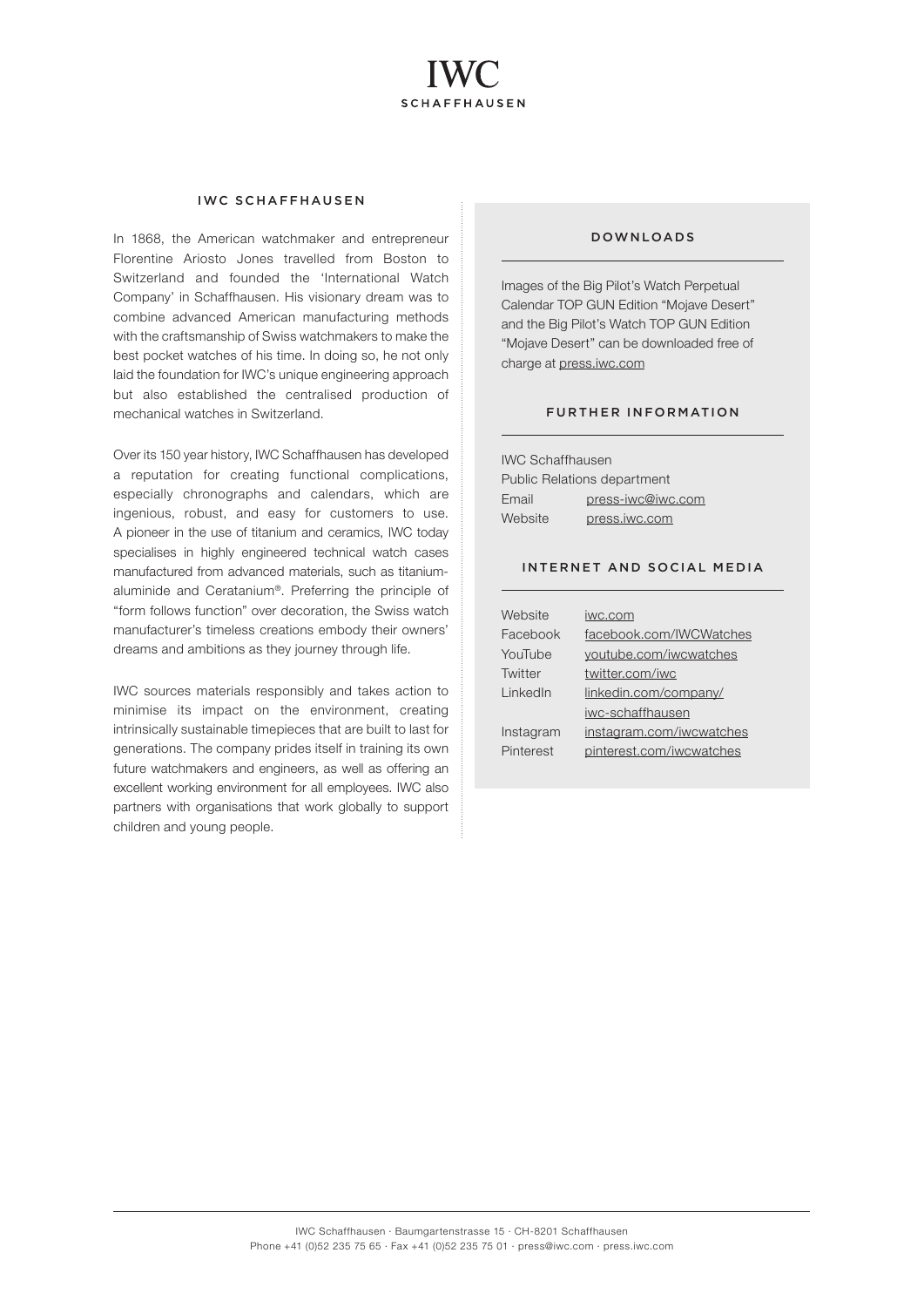## IWC SCHAFFHAUSEN

In 1868, the American watchmaker and entrepreneur Florentine Ariosto Jones travelled from Boston to Switzerland and founded the 'International Watch Company' in Schaffhausen. His visionary dream was to combine advanced American manufacturing methods with the craftsmanship of Swiss watchmakers to make the best pocket watches of his time. In doing so, he not only laid the foundation for IWC's unique engineering approach but also established the centralised production of mechanical watches in Switzerland.

Over its 150 year history, IWC Schaffhausen has developed a reputation for creating functional complications, especially chronographs and calendars, which are ingenious, robust, and easy for customers to use. A pioneer in the use of titanium and ceramics, IWC today specialises in highly engineered technical watch cases manufactured from advanced materials, such as titanium-aluminide and Ceratanium®. Preferring the principle of "form follows function" over decoration, the Swiss watch manufacturer's timeless creations embody their owners' dreams and ambitions as they journey through life.

IWC sources materials responsibly and takes action to minimise its impact on the environment, creating intrinsically sustainable timepieces that are built to last for generations. The company prides itself in training its own future watchmakers and engineers, as well as offering an excellent working environment for all employees. IWC also partners with organisations that work globally to support children and young people.

## DOWNLOADS

Images of the Big Pilot's Watch Perpetual Calendar TOP GUN Edition "Mojave Desert" and the Big Pilot's Watch TOP GUN Edition "Mojave Desert" can be downloaded free of charge at press.iwc.com

## FURTHER INFORMATION

IWC Schaffhausen
Public Relations department

| | |
|---|---|
| Email | press-iwc@iwc.com |
| Website | press.iwc.com |

## INTERNET AND SOCIAL MEDIA

| | |
|---|---|
| Website | iwc.com |
| Facebook | facebook.com/IWCWatches |
| YouTube | youtube.com/iwcwatches |
| Twitter | twitter.com/iwc |
| LinkedIn | linkedin.com/company/iwc-schaffhausen |
| Instagram | instagram.com/iwcwatches |
| Pinterest | pinterest.com/iwcwatches |

IWC Schaffhausen · Baumgartenstrasse 15 · CH-8201 Schaffhausen
Phone +41 (0)52 235 75 65 · Fax +41 (0)52 235 75 01 · press@iwc.com · press.iwc.com